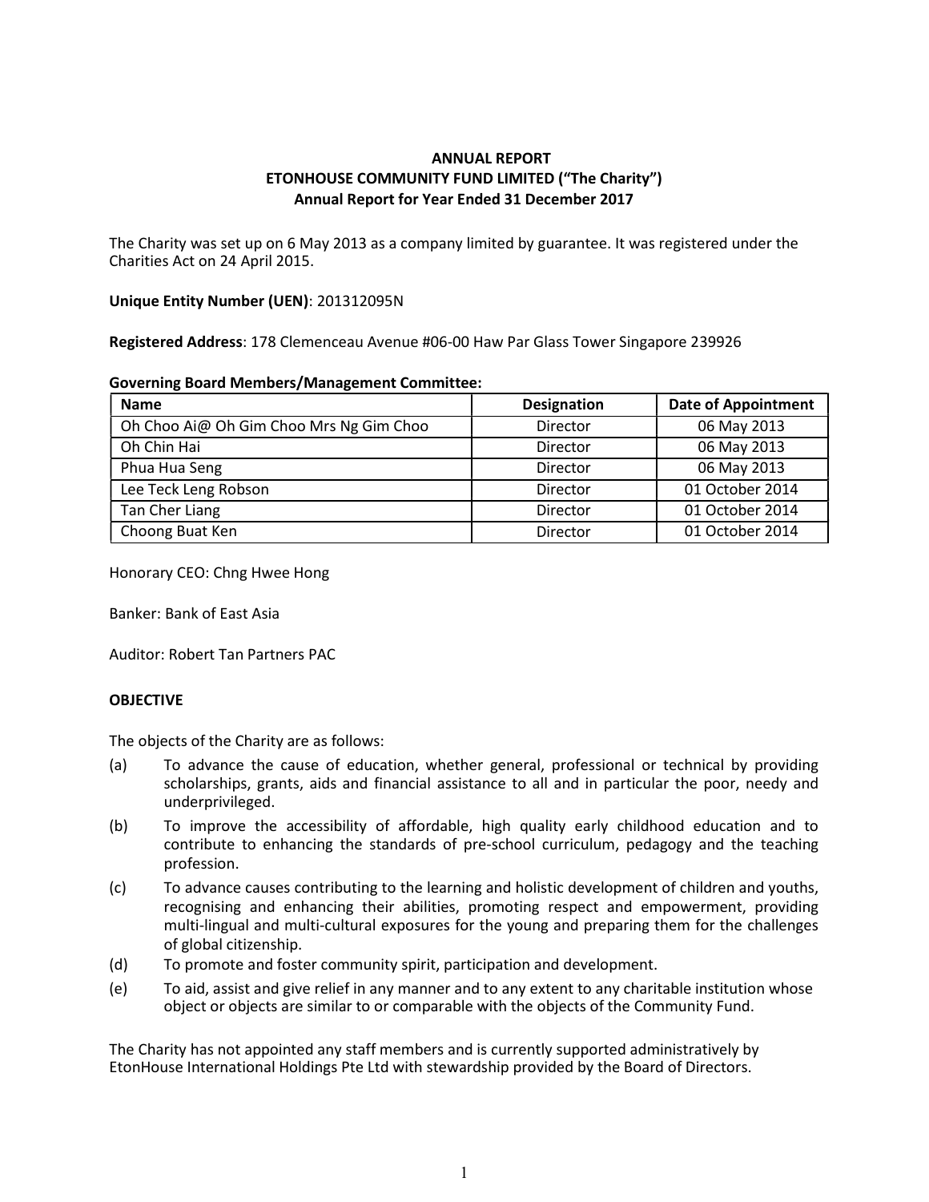# ANNUAL REPORT
## ETONHOUSE COMMUNITY FUND LIMITED ("The Charity")
### Annual Report for Year Ended 31 December 2017

The Charity was set up on 6 May 2013 as a company limited by guarantee. It was registered under the Charities Act on 24 April 2015.

**Unique Entity Number (UEN)**: 201312095N

**Registered Address**: 178 Clemenceau Avenue #06-00 Haw Par Glass Tower Singapore 239926

**Governing Board Members/Management Committee:**

| Name | Designation | Date of Appointment |
|---|---|---|
| Oh Choo Ai@ Oh Gim Choo Mrs Ng Gim Choo | Director | 06 May 2013 |
| Oh Chin Hai | Director | 06 May 2013 |
| Phua Hua Seng | Director | 06 May 2013 |
| Lee Teck Leng Robson | Director | 01 October 2014 |
| Tan Cher Liang | Director | 01 October 2014 |
| Choong Buat Ken | Director | 01 October 2014 |

Honorary CEO: Chng Hwee Hong

Banker: Bank of East Asia

Auditor: Robert Tan Partners PAC

**OBJECTIVE**

The objects of the Charity are as follows:

(a) To advance the cause of education, whether general, professional or technical by providing scholarships, grants, aids and financial assistance to all and in particular the poor, needy and underprivileged.

(b) To improve the accessibility of affordable, high quality early childhood education and to contribute to enhancing the standards of pre-school curriculum, pedagogy and the teaching profession.

(c) To advance causes contributing to the learning and holistic development of children and youths, recognising and enhancing their abilities, promoting respect and empowerment, providing multi-lingual and multi-cultural exposures for the young and preparing them for the challenges of global citizenship.

(d) To promote and foster community spirit, participation and development.

(e) To aid, assist and give relief in any manner and to any extent to any charitable institution whose object or objects are similar to or comparable with the objects of the Community Fund.

The Charity has not appointed any staff members and is currently supported administratively by EtonHouse International Holdings Pte Ltd with stewardship provided by the Board of Directors.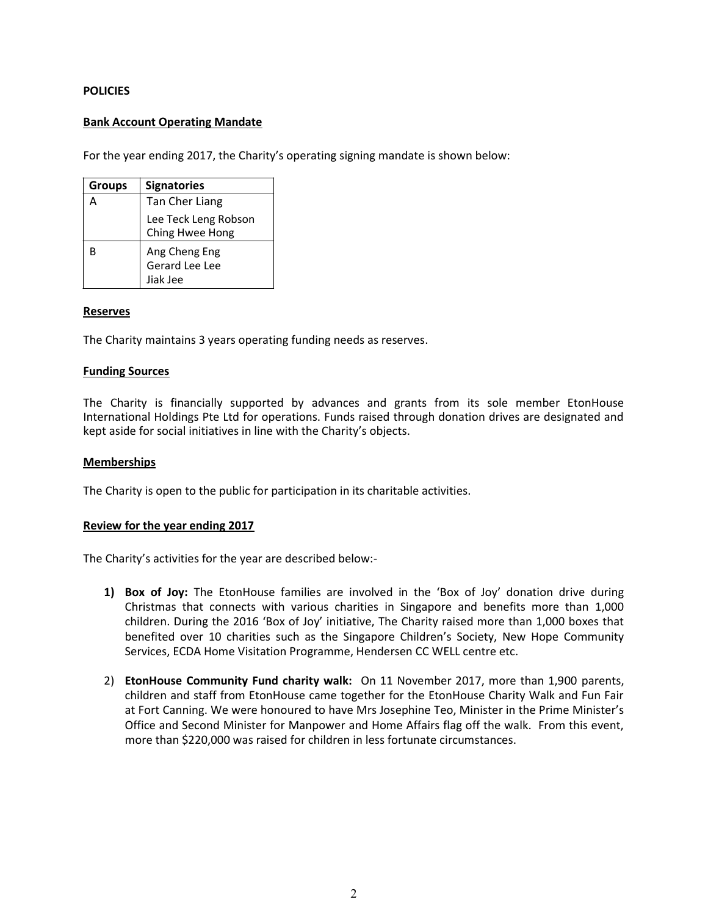**POLICIES**

**Bank Account Operating Mandate**

For the year ending 2017, the Charity's operating signing mandate is shown below:

| Groups | Signatories |
|---|---|
| A | Tan Cher Liang<br>Lee Teck Leng Robson<br>Ching Hwee Hong |
| B | Ang Cheng Eng<br>Gerard Lee Lee<br>Jiak Jee |

**Reserves**

The Charity maintains 3 years operating funding needs as reserves.

**Funding Sources**

The Charity is financially supported by advances and grants from its sole member EtonHouse International Holdings Pte Ltd for operations. Funds raised through donation drives are designated and kept aside for social initiatives in line with the Charity's objects.

**Memberships**

The Charity is open to the public for participation in its charitable activities.

**Review for the year ending 2017**

The Charity's activities for the year are described below:-

1) **Box of Joy:** The EtonHouse families are involved in the 'Box of Joy' donation drive during Christmas that connects with various charities in Singapore and benefits more than 1,000 children. During the 2016 'Box of Joy' initiative, The Charity raised more than 1,000 boxes that benefited over 10 charities such as the Singapore Children's Society, New Hope Community Services, ECDA Home Visitation Programme, Hendersen CC WELL centre etc.

2) **EtonHouse Community Fund charity walk:** On 11 November 2017, more than 1,900 parents, children and staff from EtonHouse came together for the EtonHouse Charity Walk and Fun Fair at Fort Canning. We were honoured to have Mrs Josephine Teo, Minister in the Prime Minister's Office and Second Minister for Manpower and Home Affairs flag off the walk. From this event, more than $220,000 was raised for children in less fortunate circumstances.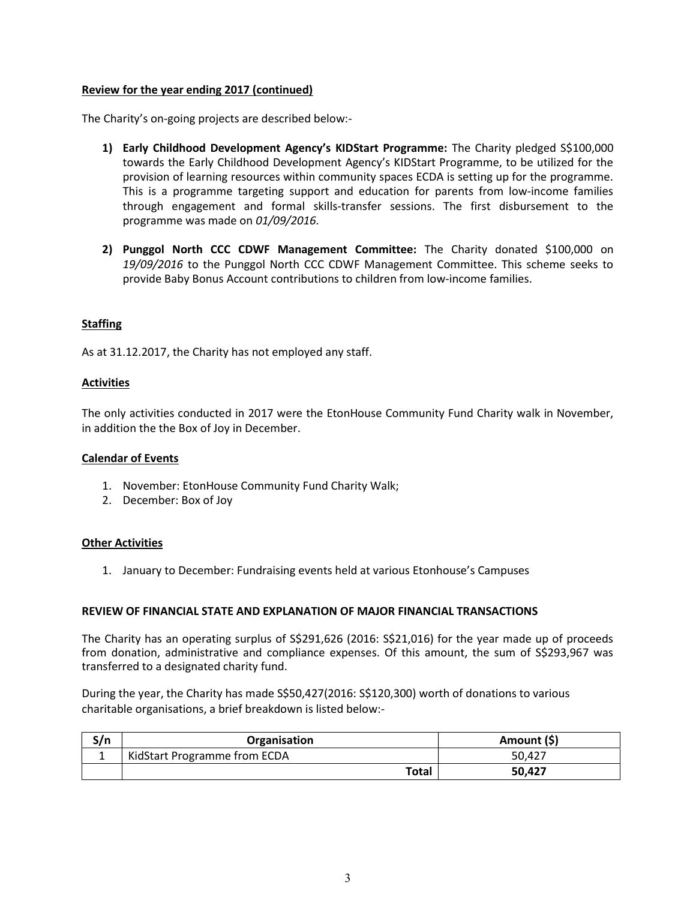**Review for the year ending 2017 (continued)**

The Charity's on-going projects are described below:-

1) **Early Childhood Development Agency's KIDStart Programme:** The Charity pledged S$100,000 towards the Early Childhood Development Agency's KIDStart Programme, to be utilized for the provision of learning resources within community spaces ECDA is setting up for the programme. This is a programme targeting support and education for parents from low-income families through engagement and formal skills-transfer sessions. The first disbursement to the programme was made on *01/09/2016*.

2) **Punggol North CCC CDWF Management Committee:** The Charity donated $100,000 on *19/09/2016* to the Punggol North CCC CDWF Management Committee. This scheme seeks to provide Baby Bonus Account contributions to children from low-income families.

**Staffing**

As at 31.12.2017, the Charity has not employed any staff.

**Activities**

The only activities conducted in 2017 were the EtonHouse Community Fund Charity walk in November, in addition the the Box of Joy in December.

**Calendar of Events**

1. November: EtonHouse Community Fund Charity Walk;
2. December: Box of Joy

**Other Activities**

1. January to December: Fundraising events held at various Etonhouse's Campuses

**REVIEW OF FINANCIAL STATE AND EXPLANATION OF MAJOR FINANCIAL TRANSACTIONS**

The Charity has an operating surplus of S$291,626 (2016: S$21,016) for the year made up of proceeds from donation, administrative and compliance expenses. Of this amount, the sum of S$293,967 was transferred to a designated charity fund.

During the year, the Charity has made S$50,427(2016: S$120,300) worth of donations to various charitable organisations, a brief breakdown is listed below:-

| S/n | Organisation | Amount ($) |
|---|---|---|
| 1 | KidStart Programme from ECDA | 50,427 |
| | **Total** | **50,427** |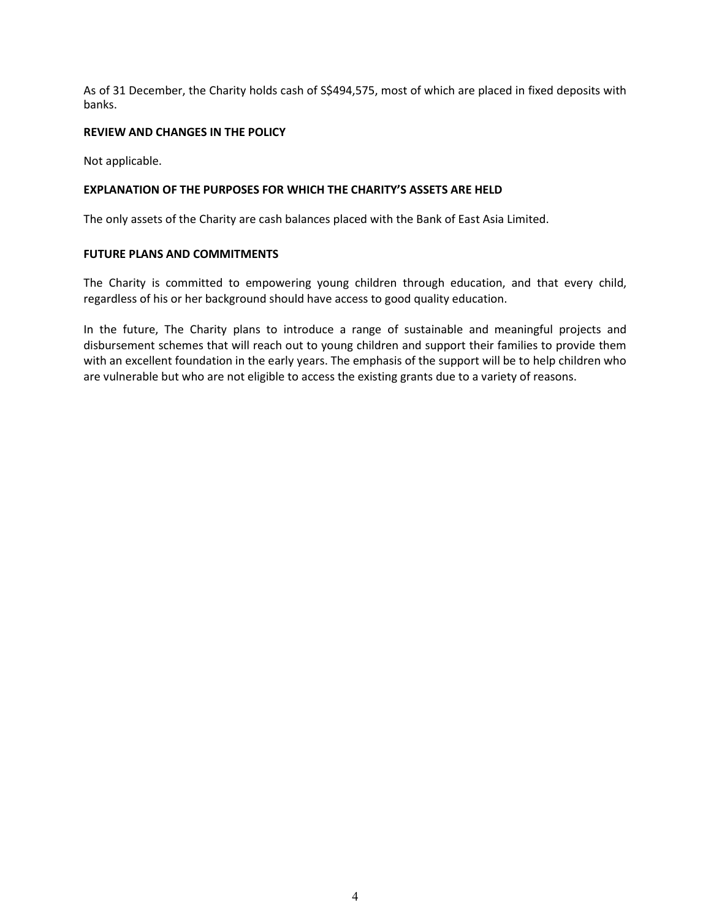As of 31 December, the Charity holds cash of S$494,575, most of which are placed in fixed deposits with banks.

**REVIEW AND CHANGES IN THE POLICY**

Not applicable.

**EXPLANATION OF THE PURPOSES FOR WHICH THE CHARITY'S ASSETS ARE HELD**

The only assets of the Charity are cash balances placed with the Bank of East Asia Limited.

**FUTURE PLANS AND COMMITMENTS**

The Charity is committed to empowering young children through education, and that every child, regardless of his or her background should have access to good quality education.

In the future, The Charity plans to introduce a range of sustainable and meaningful projects and disbursement schemes that will reach out to young children and support their families to provide them with an excellent foundation in the early years. The emphasis of the support will be to help children who are vulnerable but who are not eligible to access the existing grants due to a variety of reasons.